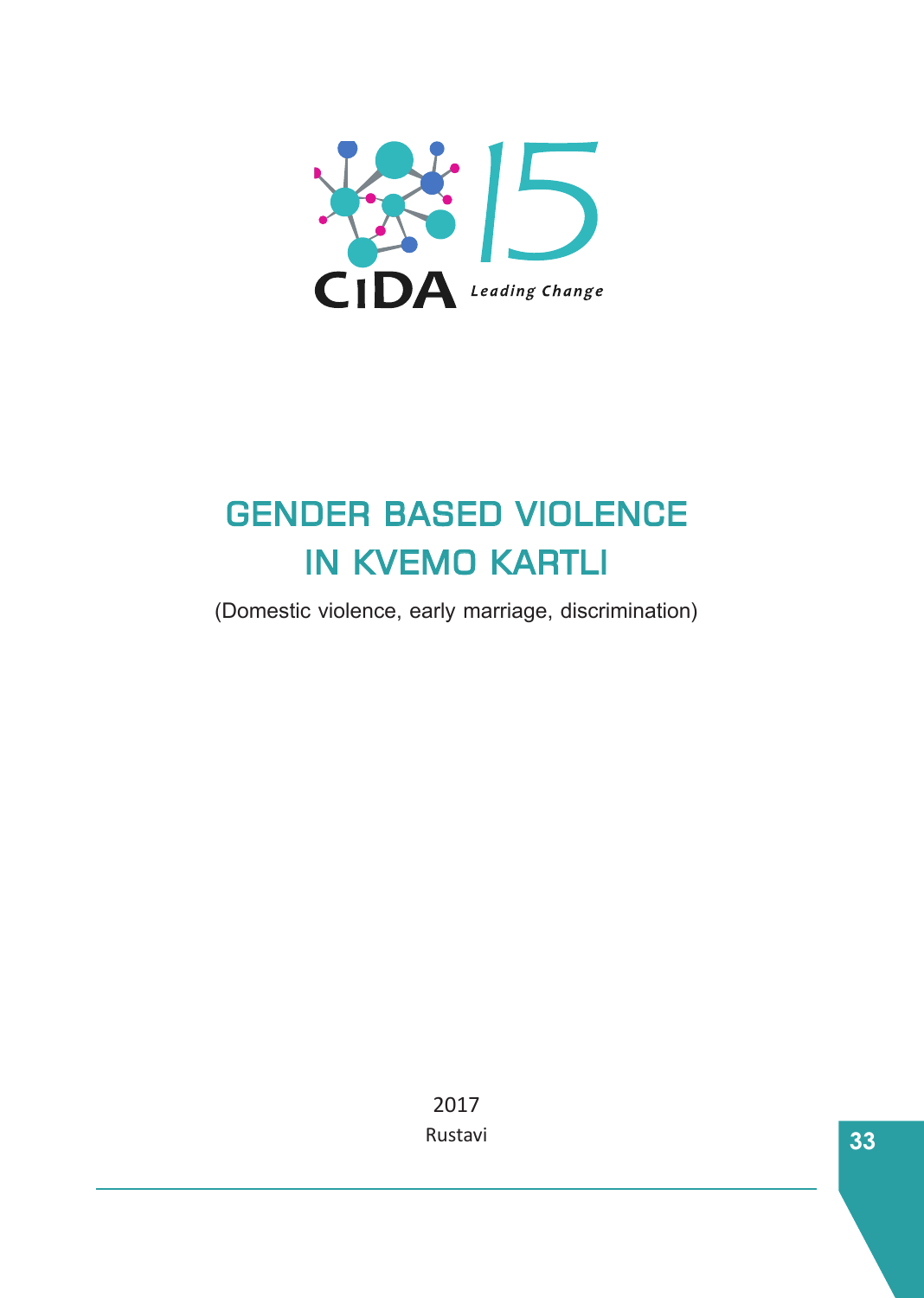CIDA 15 Leading Change

# GENDER BASED VIOLENCE IN KVEMO KARTLI

(Domestic violence, early marriage, discrimination)

2017

Rustavi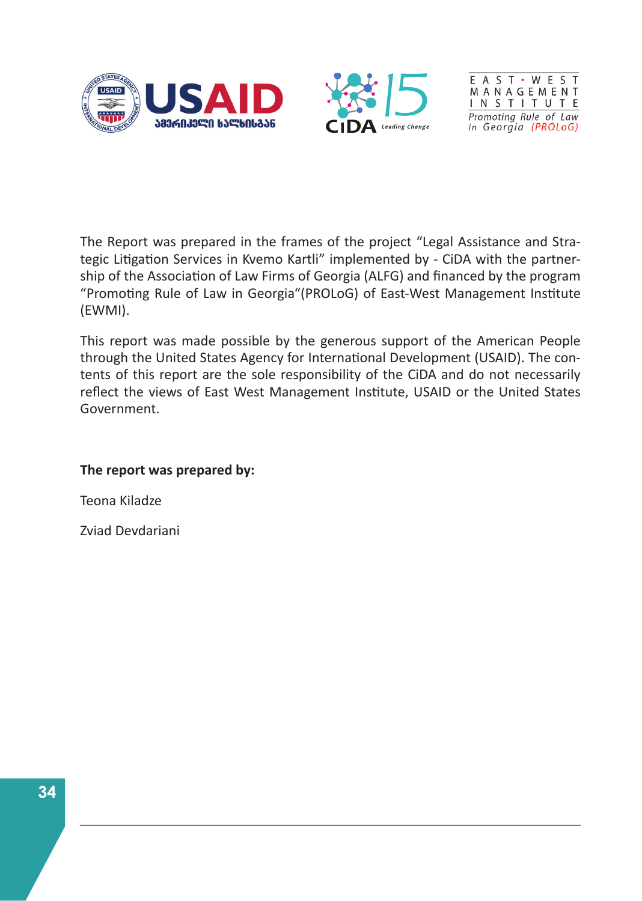The Report was prepared in the frames of the project "Legal Assistance and Strategic Litigation Services in Kvemo Kartli" implemented by - CiDA with the partnership of the Association of Law Firms of Georgia (ALFG) and financed by the program "Promoting Rule of Law in Georgia"(PROLoG) of East-West Management Institute (EWMI).

This report was made possible by the generous support of the American People through the United States Agency for International Development (USAID). The contents of this report are the sole responsibility of the CiDA and do not necessarily reflect the views of East West Management Institute, USAID or the United States Government.

**The report was prepared by:**

Teona Kiladze

Zviad Devdariani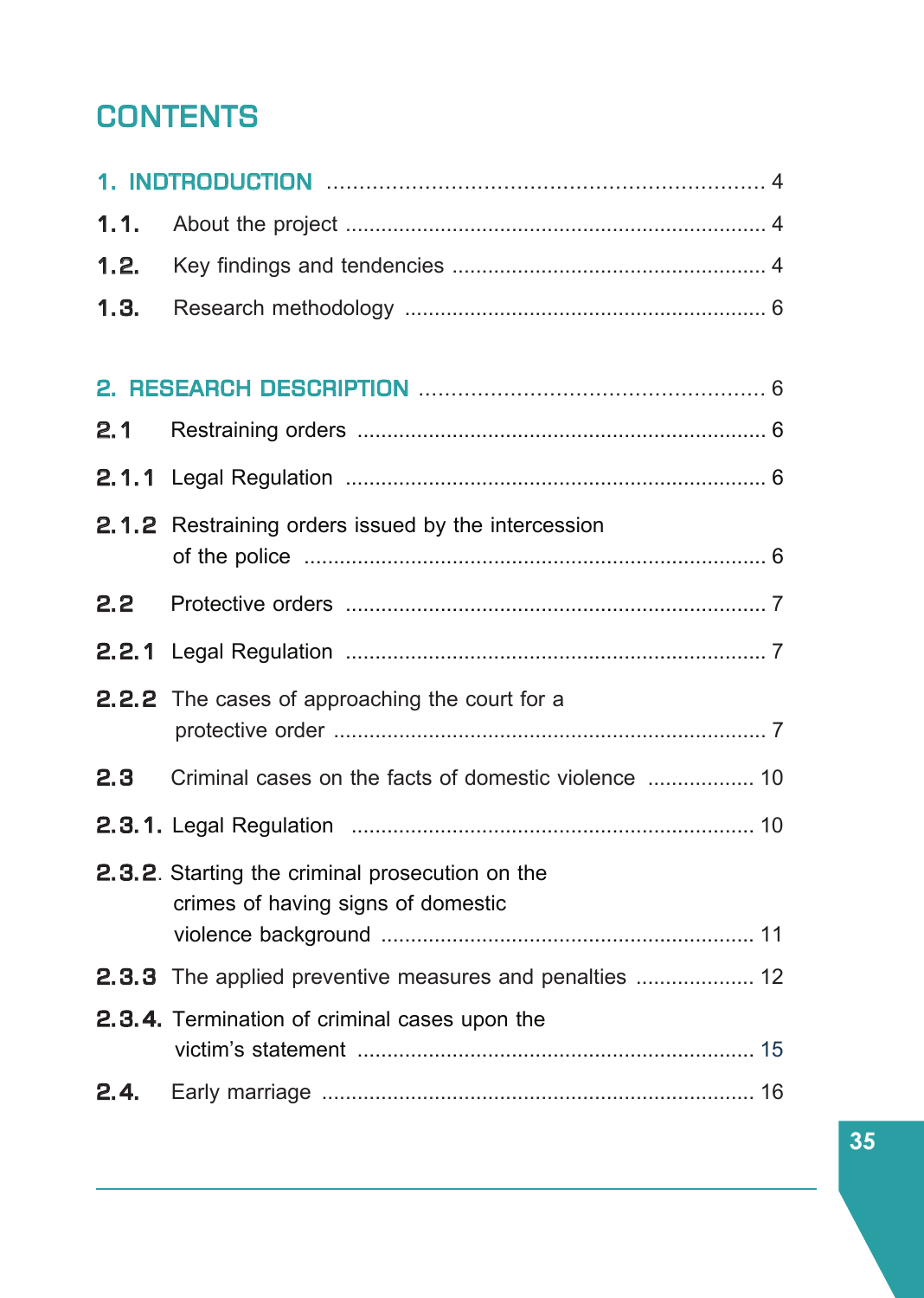# CONTENTS

1. INDTRODUCTION ..................................................................... 4

1.1. About the project ..................................................................... 4

1.2. Key findings and tendencies ..................................................... 4

1.3. Research methodology ............................................................. 6

2. RESEARCH DESCRIPTION ..................................................... 6

2.1 Restraining orders ..................................................................... 6

2.1.1 Legal Regulation ..................................................................... 6

2.1.2 Restraining orders issued by the intercession of the police ..................................................................... 6

2.2 Protective orders ..................................................................... 7

2.2.1 Legal Regulation ..................................................................... 7

2.2.2 The cases of approaching the court for a protective order ..................................................................... 7

2.3 Criminal cases on the facts of domestic violence .................. 10

2.3.1. Legal Regulation ..................................................................... 10

2.3.2. Starting the criminal prosecution on the crimes of having signs of domestic violence background ............................................................. 11

2.3.3 The applied preventive measures and penalties .................... 12

2.3.4. Termination of criminal cases upon the victim's statement ..................................................................... 15

2.4. Early marriage ..................................................................... 16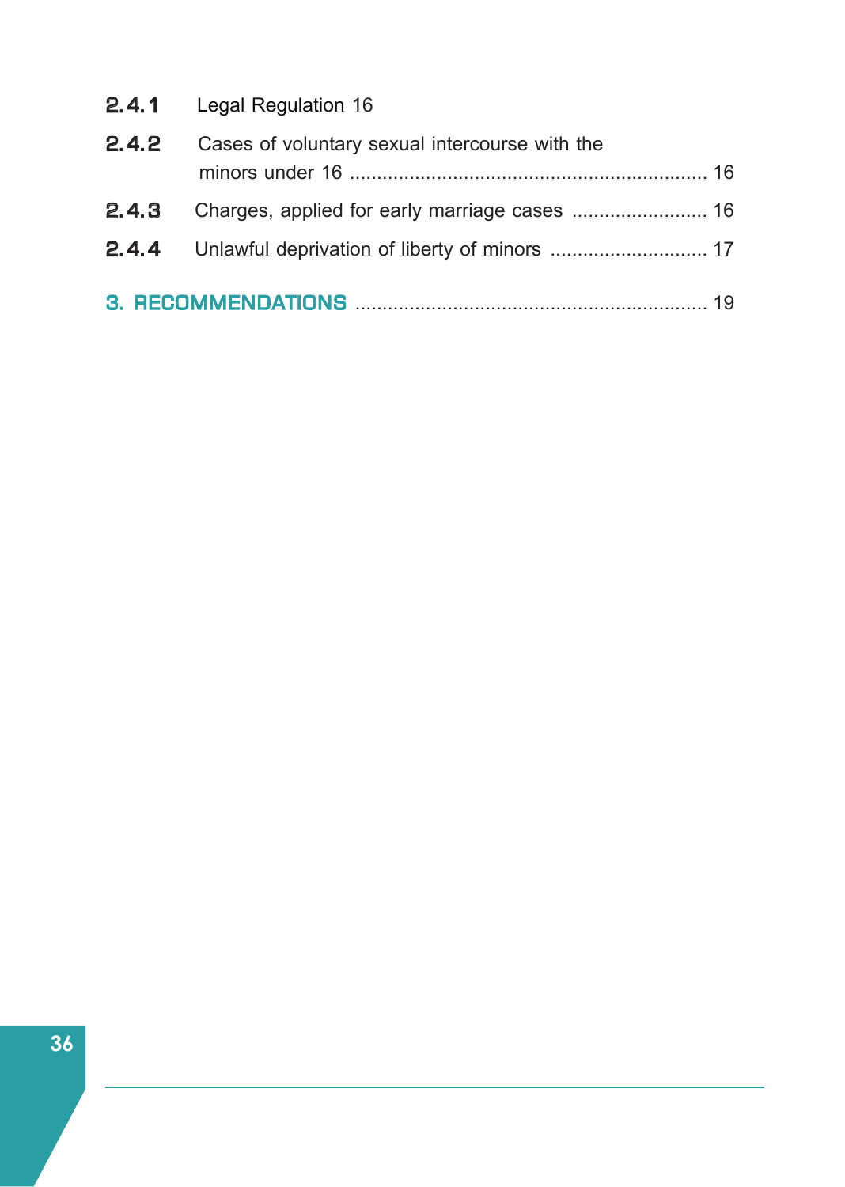2.4.1 Legal Regulation 16

2.4.2 Cases of voluntary sexual intercourse with the minors under 16 .................................................................. 16

2.4.3 Charges, applied for early marriage cases ......................... 16

2.4.4 Unlawful deprivation of liberty of minors ............................ 17

3. RECOMMENDATIONS ................................................................ 19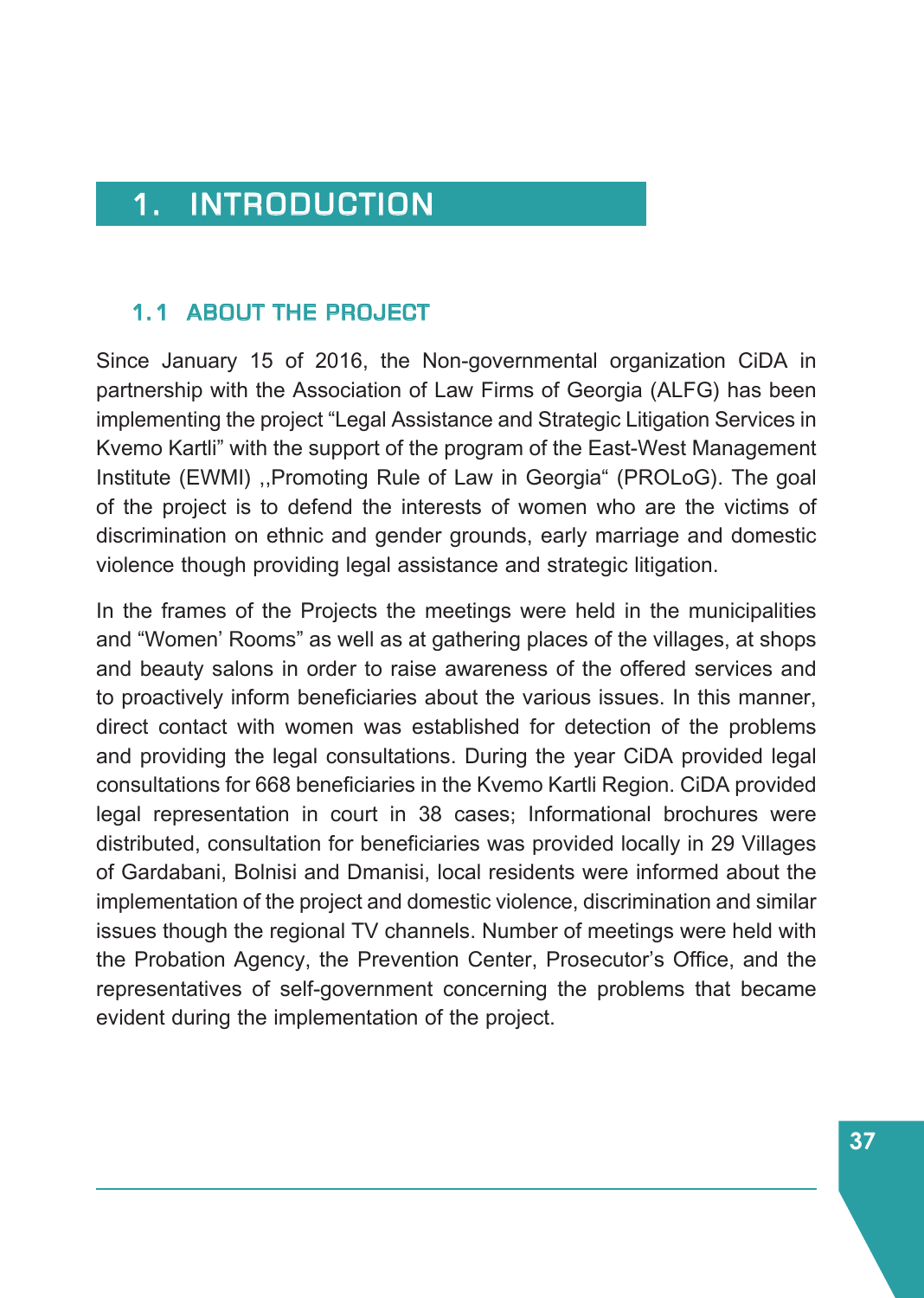# 1. INTRODUCTION

## 1.1 ABOUT THE PROJECT

Since January 15 of 2016, the Non-governmental organization CiDA in partnership with the Association of Law Firms of Georgia (ALFG) has been implementing the project "Legal Assistance and Strategic Litigation Services in Kvemo Kartli" with the support of the program of the East-West Management Institute (EWMI) ,,Promoting Rule of Law in Georgia" (PROLoG). The goal of the project is to defend the interests of women who are the victims of discrimination on ethnic and gender grounds, early marriage and domestic violence though providing legal assistance and strategic litigation.

In the frames of the Projects the meetings were held in the municipalities and "Women' Rooms" as well as at gathering places of the villages, at shops and beauty salons in order to raise awareness of the offered services and to proactively inform beneficiaries about the various issues. In this manner, direct contact with women was established for detection of the problems and providing the legal consultations. During the year CiDA provided legal consultations for 668 beneficiaries in the Kvemo Kartli Region. CiDA provided legal representation in court in 38 cases; Informational brochures were distributed, consultation for beneficiaries was provided locally in 29 Villages of Gardabani, Bolnisi and Dmanisi, local residents were informed about the implementation of the project and domestic violence, discrimination and similar issues though the regional TV channels. Number of meetings were held with the Probation Agency, the Prevention Center, Prosecutor's Office, and the representatives of self-government concerning the problems that became evident during the implementation of the project.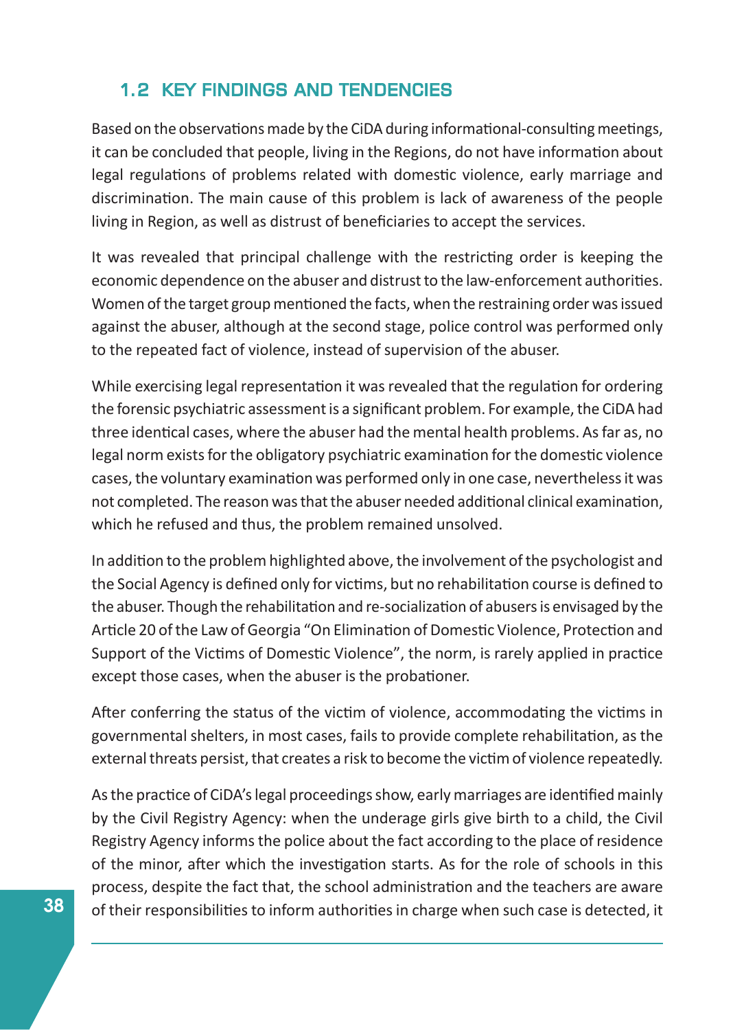## 1.2 KEY FINDINGS AND TENDENCIES

Based on the observations made by the CiDA during informational-consulting meetings, it can be concluded that people, living in the Regions, do not have information about legal regulations of problems related with domestic violence, early marriage and discrimination. The main cause of this problem is lack of awareness of the people living in Region, as well as distrust of beneficiaries to accept the services.

It was revealed that principal challenge with the restricting order is keeping the economic dependence on the abuser and distrust to the law-enforcement authorities. Women of the target group mentioned the facts, when the restraining order was issued against the abuser, although at the second stage, police control was performed only to the repeated fact of violence, instead of supervision of the abuser.

While exercising legal representation it was revealed that the regulation for ordering the forensic psychiatric assessment is a significant problem. For example, the CiDA had three identical cases, where the abuser had the mental health problems. As far as, no legal norm exists for the obligatory psychiatric examination for the domestic violence cases, the voluntary examination was performed only in one case, nevertheless it was not completed. The reason was that the abuser needed additional clinical examination, which he refused and thus, the problem remained unsolved.

In addition to the problem highlighted above, the involvement of the psychologist and the Social Agency is defined only for victims, but no rehabilitation course is defined to the abuser. Though the rehabilitation and re-socialization of abusers is envisaged by the Article 20 of the Law of Georgia "On Elimination of Domestic Violence, Protection and Support of the Victims of Domestic Violence", the norm, is rarely applied in practice except those cases, when the abuser is the probationer.

After conferring the status of the victim of violence, accommodating the victims in governmental shelters, in most cases, fails to provide complete rehabilitation, as the external threats persist, that creates a risk to become the victim of violence repeatedly.

As the practice of CiDA's legal proceedings show, early marriages are identified mainly by the Civil Registry Agency: when the underage girls give birth to a child, the Civil Registry Agency informs the police about the fact according to the place of residence of the minor, after which the investigation starts. As for the role of schools in this process, despite the fact that, the school administration and the teachers are aware of their responsibilities to inform authorities in charge when such case is detected, it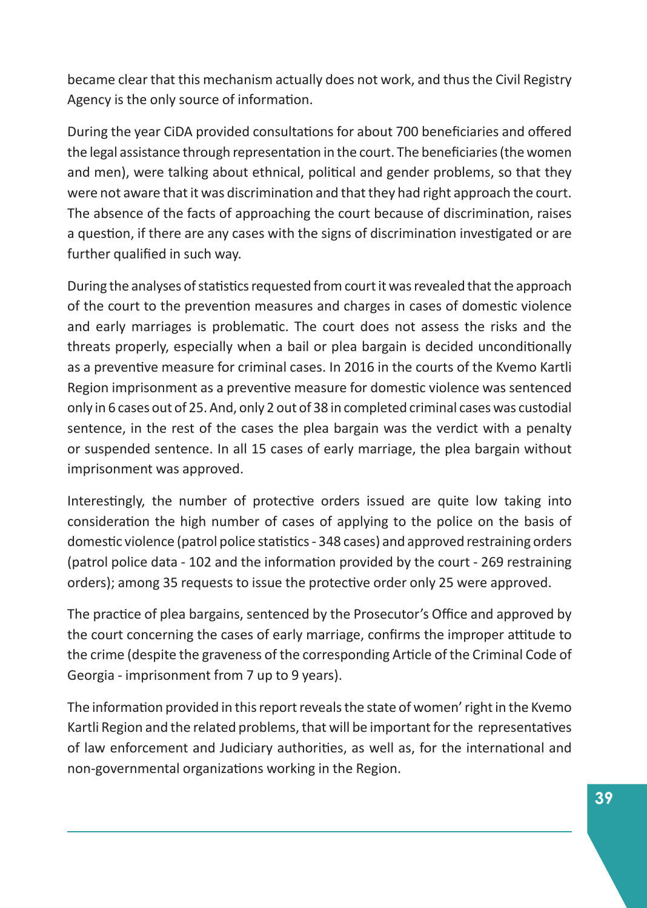became clear that this mechanism actually does not work, and thus the Civil Registry Agency is the only source of information.

During the year CiDA provided consultations for about 700 beneficiaries and offered the legal assistance through representation in the court. The beneficiaries (the women and men), were talking about ethnical, political and gender problems, so that they were not aware that it was discrimination and that they had right approach the court. The absence of the facts of approaching the court because of discrimination, raises a question, if there are any cases with the signs of discrimination investigated or are further qualified in such way.

During the analyses of statistics requested from court it was revealed that the approach of the court to the prevention measures and charges in cases of domestic violence and early marriages is problematic. The court does not assess the risks and the threats properly, especially when a bail or plea bargain is decided unconditionally as a preventive measure for criminal cases. In 2016 in the courts of the Kvemo Kartli Region imprisonment as a preventive measure for domestic violence was sentenced only in 6 cases out of 25. And, only 2 out of 38 in completed criminal cases was custodial sentence, in the rest of the cases the plea bargain was the verdict with a penalty or suspended sentence. In all 15 cases of early marriage, the plea bargain without imprisonment was approved.

Interestingly, the number of protective orders issued are quite low taking into consideration the high number of cases of applying to the police on the basis of domestic violence (patrol police statistics - 348 cases) and approved restraining orders (patrol police data - 102 and the information provided by the court - 269 restraining orders); among 35 requests to issue the protective order only 25 were approved.

The practice of plea bargains, sentenced by the Prosecutor's Office and approved by the court concerning the cases of early marriage, confirms the improper attitude to the crime (despite the graveness of the corresponding Article of the Criminal Code of Georgia - imprisonment from 7 up to 9 years).

The information provided in this report reveals the state of women' right in the Kvemo Kartli Region and the related problems, that will be important for the representatives of law enforcement and Judiciary authorities, as well as, for the international and non-governmental organizations working in the Region.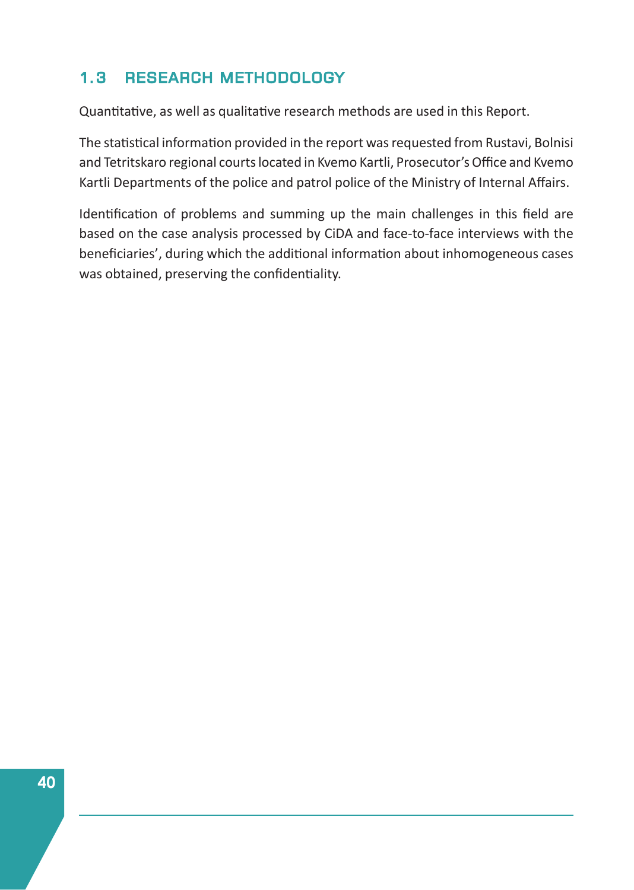## 1.3 RESEARCH METHODOLOGY

Quantitative, as well as qualitative research methods are used in this Report.

The statistical information provided in the report was requested from Rustavi, Bolnisi and Tetritskaro regional courts located in Kvemo Kartli, Prosecutor's Office and Kvemo Kartli Departments of the police and patrol police of the Ministry of Internal Affairs.

Identification of problems and summing up the main challenges in this field are based on the case analysis processed by CiDA and face-to-face interviews with the beneficiaries', during which the additional information about inhomogeneous cases was obtained, preserving the confidentiality.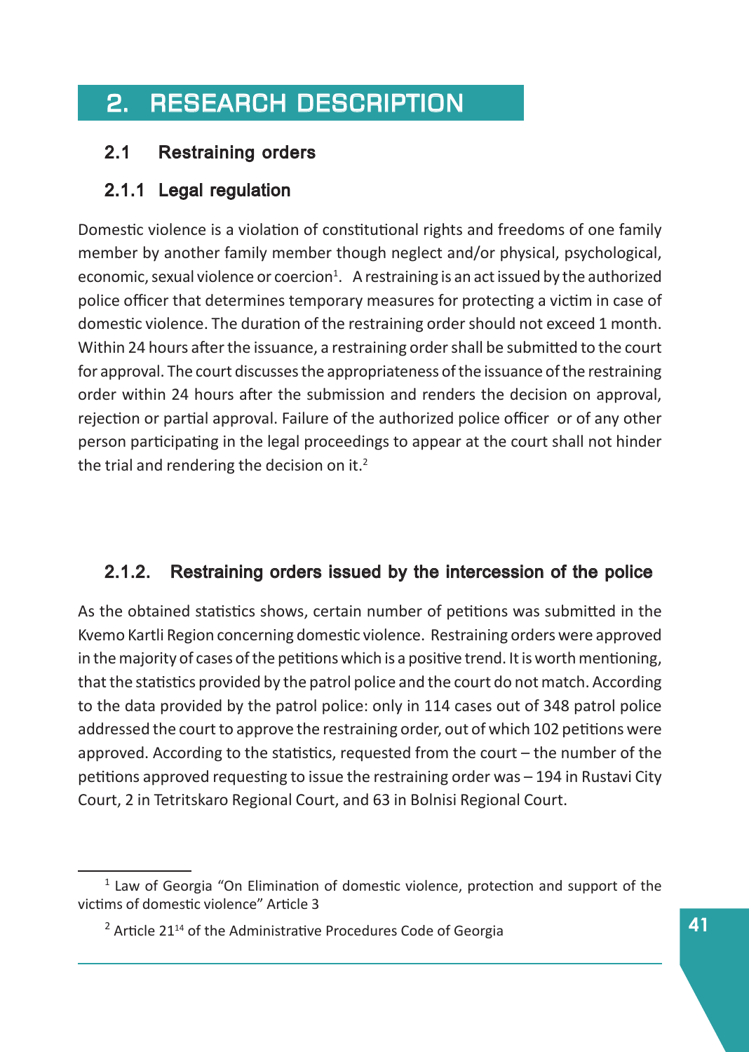# 2. RESEARCH DESCRIPTION

## 2.1 Restraining orders

### 2.1.1 Legal regulation

Domestic violence is a violation of constitutional rights and freedoms of one family member by another family member though neglect and/or physical, psychological, economic, sexual violence or coercion[1]. A restraining is an act issued by the authorized police officer that determines temporary measures for protecting a victim in case of domestic violence. The duration of the restraining order should not exceed 1 month. Within 24 hours after the issuance, a restraining order shall be submitted to the court for approval. The court discusses the appropriateness of the issuance of the restraining order within 24 hours after the submission and renders the decision on approval, rejection or partial approval. Failure of the authorized police officer or of any other person participating in the legal proceedings to appear at the court shall not hinder the trial and rendering the decision on it.[2]

### 2.1.2. Restraining orders issued by the intercession of the police

As the obtained statistics shows, certain number of petitions was submitted in the Kvemo Kartli Region concerning domestic violence. Restraining orders were approved in the majority of cases of the petitions which is a positive trend. It is worth mentioning, that the statistics provided by the patrol police and the court do not match. According to the data provided by the patrol police: only in 114 cases out of 348 patrol police addressed the court to approve the restraining order, out of which 102 petitions were approved. According to the statistics, requested from the court – the number of the petitions approved requesting to issue the restraining order was – 194 in Rustavi City Court, 2 in Tetritskaro Regional Court, and 63 in Bolnisi Regional Court.

---

[1] Law of Georgia "On Elimination of domestic violence, protection and support of the victims of domestic violence" Article 3

[2] Article 21[14] of the Administrative Procedures Code of Georgia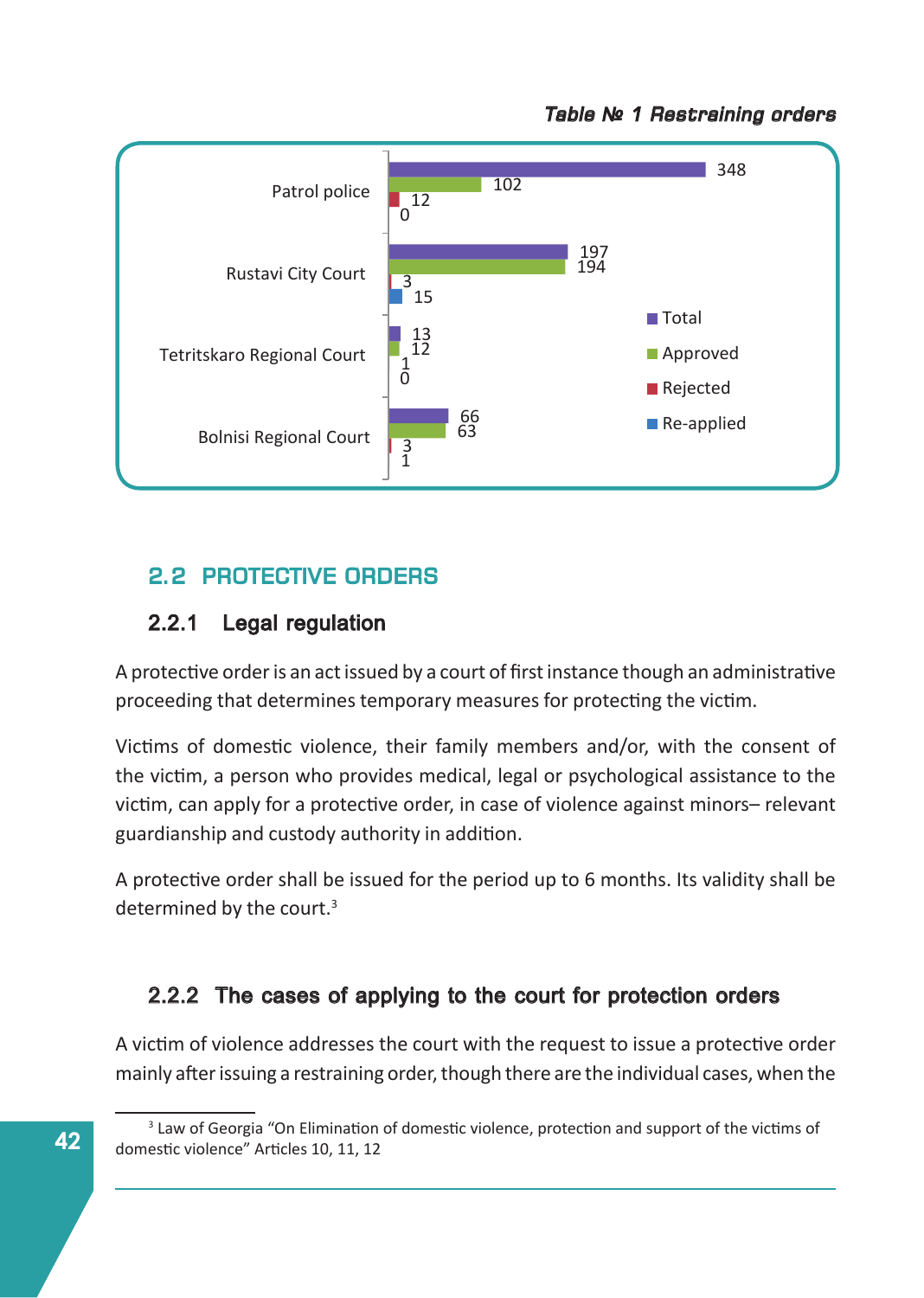*Table № 1 Restraining orders*

| | Total | Approved | Rejected | Re-applied |
|---|---|---|---|---|
| Patrol police | 348 | 102 | 12 | 0 |
| Rustavi City Court | 197 | 194 | 3 | 15 |
| Tetritskaro Regional Court | 13 | 12 | 1 | 0 |
| Bolnisi Regional Court | 66 | 63 | 3 | 1 |

## 2.2 PROTECTIVE ORDERS

### 2.2.1 Legal regulation

A protective order is an act issued by a court of first instance though an administrative proceeding that determines temporary measures for protecting the victim.

Victims of domestic violence, their family members and/or, with the consent of the victim, a person who provides medical, legal or psychological assistance to the victim, can apply for a protective order, in case of violence against minors– relevant guardianship and custody authority in addition.

A protective order shall be issued for the period up to 6 months. Its validity shall be determined by the court.[3]

### 2.2.2 The cases of applying to the court for protection orders

A victim of violence addresses the court with the request to issue a protective order mainly after issuing a restraining order, though there are the individual cases, when the

---

[3] Law of Georgia "On Elimination of domestic violence, protection and support of the victims of domestic violence" Articles 10, 11, 12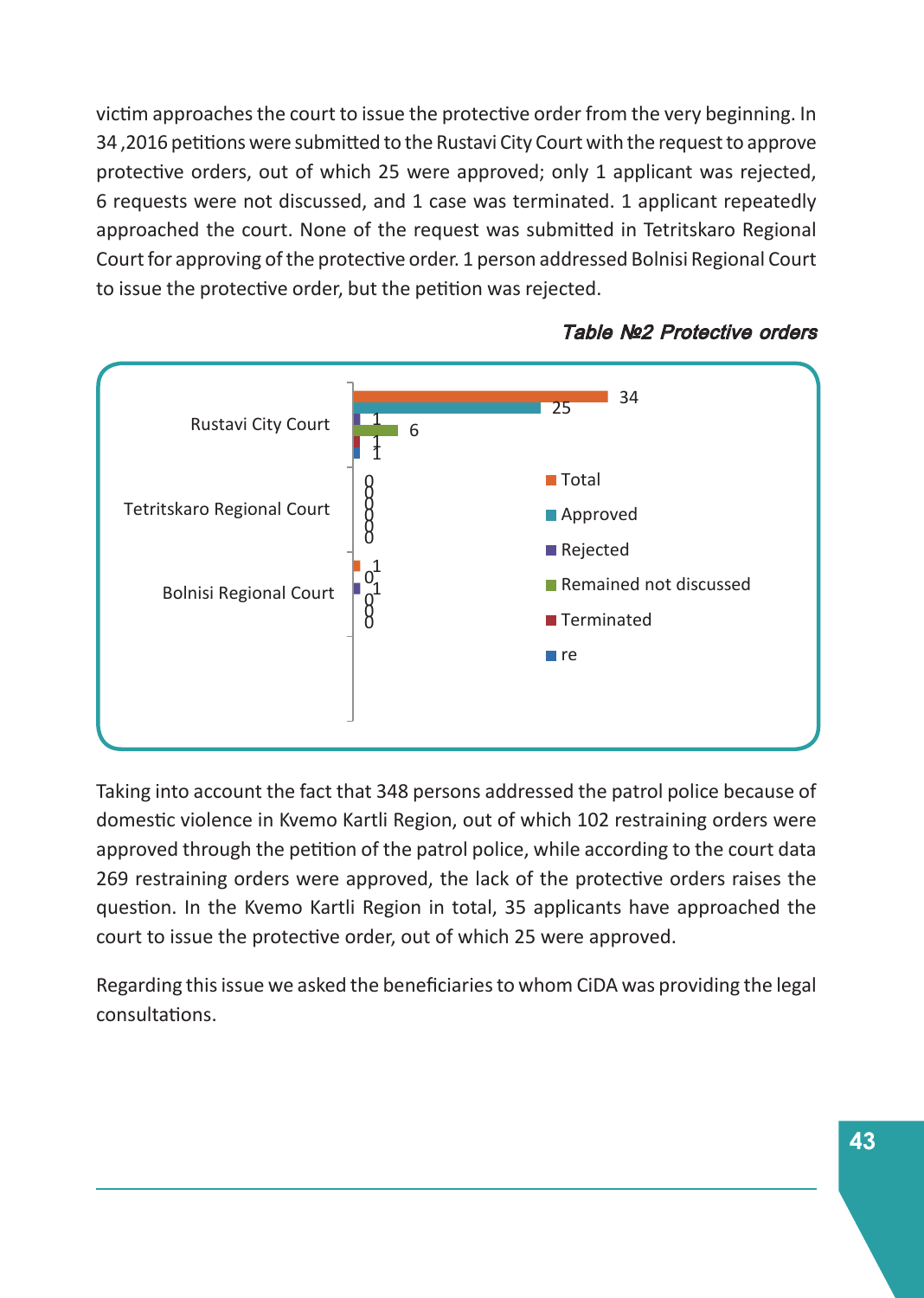victim approaches the court to issue the protective order from the very beginning. In 34 ,2016 petitions were submitted to the Rustavi City Court with the request to approve protective orders, out of which 25 were approved; only 1 applicant was rejected, 6 requests were not discussed, and 1 case was terminated. 1 applicant repeatedly approached the court. None of the request was submitted in Tetritskaro Regional Court for approving of the protective order. 1 person addressed Bolnisi Regional Court to issue the protective order, but the petition was rejected.

***Table №2 Protective orders***

| | Total | Approved | Rejected | Remained not discussed | Terminated | re |
|---|---|---|---|---|---|---|
| Rustavi City Court | 34 | 25 | 1 | 6 | 1 | 1 |
| Tetritskaro Regional Court | 0 | 0 | 0 | 0 | 0 | 0 |
| Bolnisi Regional Court | 1 | 0 | 1 | 0 | 0 | 0 |

Taking into account the fact that 348 persons addressed the patrol police because of domestic violence in Kvemo Kartli Region, out of which 102 restraining orders were approved through the petition of the patrol police, while according to the court data 269 restraining orders were approved, the lack of the protective orders raises the question. In the Kvemo Kartli Region in total, 35 applicants have approached the court to issue the protective order, out of which 25 were approved.

Regarding this issue we asked the beneficiaries to whom CiDA was providing the legal consultations.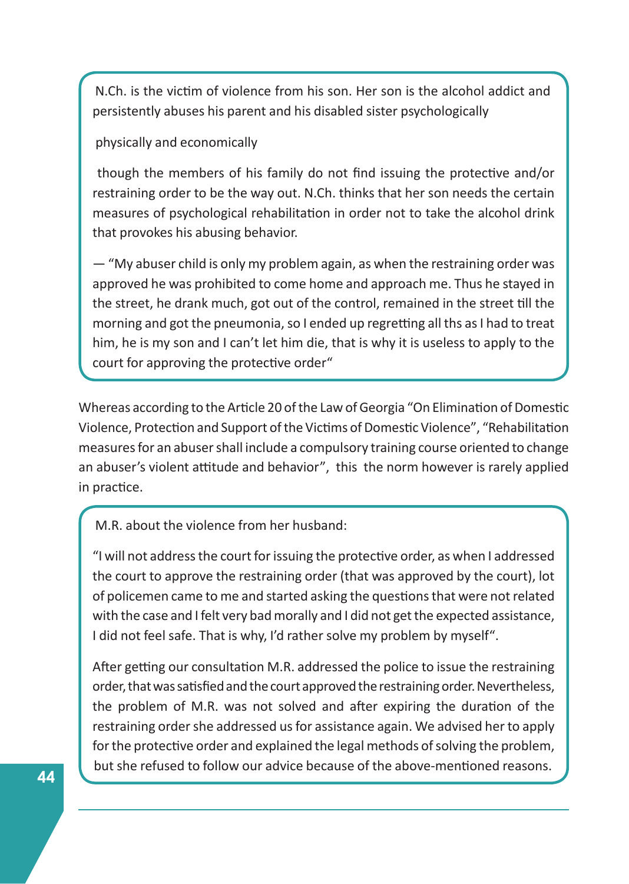N.Ch. is the victim of violence from his son. Her son is the alcohol addict and persistently abuses his parent and his disabled sister psychologically

physically and economically

though the members of his family do not find issuing the protective and/or restraining order to be the way out. N.Ch. thinks that her son needs the certain measures of psychological rehabilitation in order not to take the alcohol drink that provokes his abusing behavior.

— "My abuser child is only my problem again, as when the restraining order was approved he was prohibited to come home and approach me. Thus he stayed in the street, he drank much, got out of the control, remained in the street till the morning and got the pneumonia, so I ended up regretting all ths as I had to treat him, he is my son and I can't let him die, that is why it is useless to apply to the court for approving the protective order"

Whereas according to the Article 20 of the Law of Georgia "On Elimination of Domestic Violence, Protection and Support of the Victims of Domestic Violence", "Rehabilitation measures for an abuser shall include a compulsory training course oriented to change an abuser's violent attitude and behavior", this the norm however is rarely applied in practice.

M.R. about the violence from her husband:

"I will not address the court for issuing the protective order, as when I addressed the court to approve the restraining order (that was approved by the court), lot of policemen came to me and started asking the questions that were not related with the case and I felt very bad morally and I did not get the expected assistance, I did not feel safe. That is why, I'd rather solve my problem by myself".

After getting our consultation M.R. addressed the police to issue the restraining order, that was satisfied and the court approved the restraining order. Nevertheless, the problem of M.R. was not solved and after expiring the duration of the restraining order she addressed us for assistance again. We advised her to apply for the protective order and explained the legal methods of solving the problem, but she refused to follow our advice because of the above-mentioned reasons.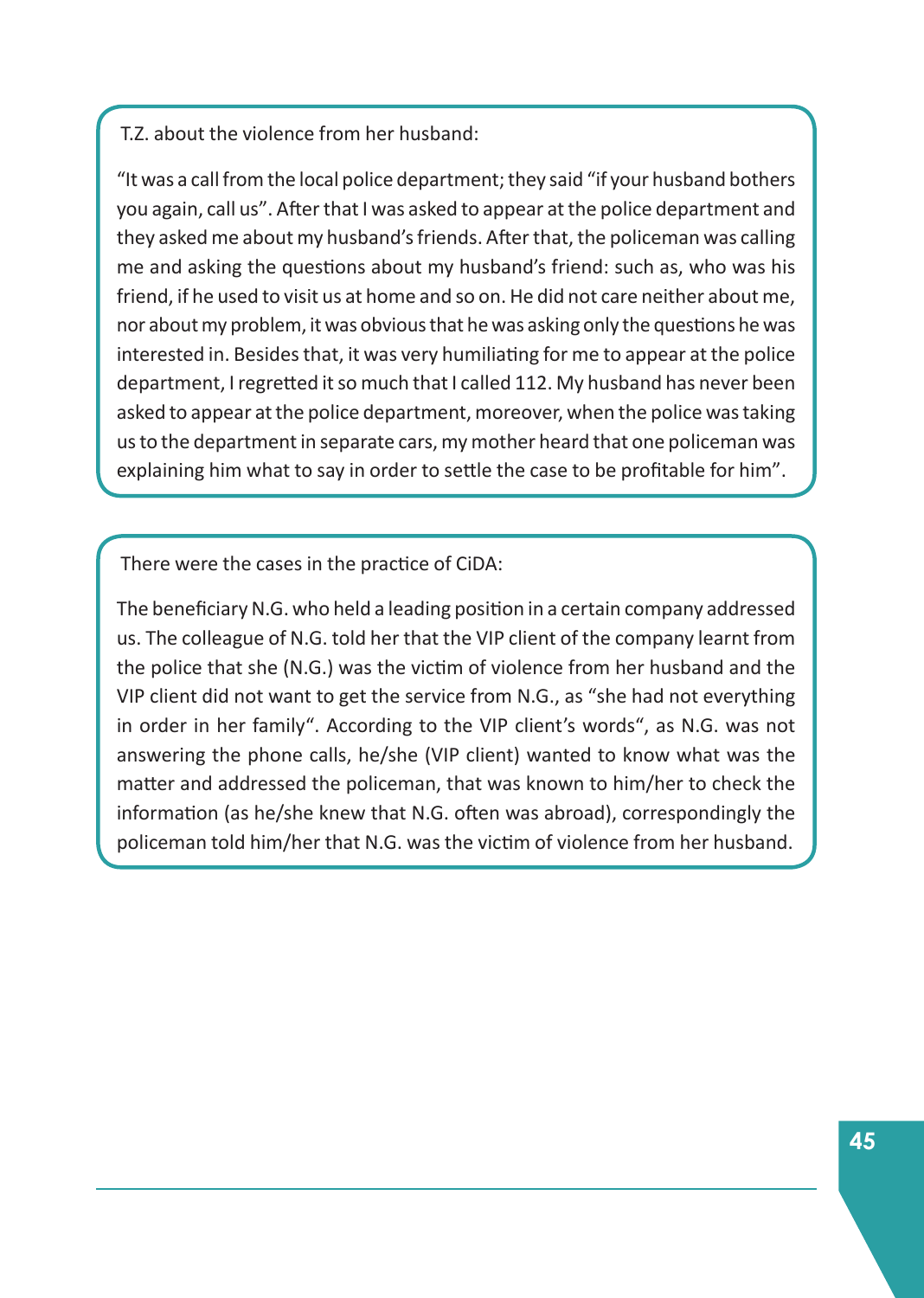T.Z. about the violence from her husband:

"It was a call from the local police department; they said "if your husband bothers you again, call us". After that I was asked to appear at the police department and they asked me about my husband's friends. After that, the policeman was calling me and asking the questions about my husband's friend: such as, who was his friend, if he used to visit us at home and so on. He did not care neither about me, nor about my problem, it was obvious that he was asking only the questions he was interested in. Besides that, it was very humiliating for me to appear at the police department, I regretted it so much that I called 112. My husband has never been asked to appear at the police department, moreover, when the police was taking us to the department in separate cars, my mother heard that one policeman was explaining him what to say in order to settle the case to be profitable for him".

There were the cases in the practice of CiDA:

The beneficiary N.G. who held a leading position in a certain company addressed us. The colleague of N.G. told her that the VIP client of the company learnt from the police that she (N.G.) was the victim of violence from her husband and the VIP client did not want to get the service from N.G., as "she had not everything in order in her family". According to the VIP client's words", as N.G. was not answering the phone calls, he/she (VIP client) wanted to know what was the matter and addressed the policeman, that was known to him/her to check the information (as he/she knew that N.G. often was abroad), correspondingly the policeman told him/her that N.G. was the victim of violence from her husband.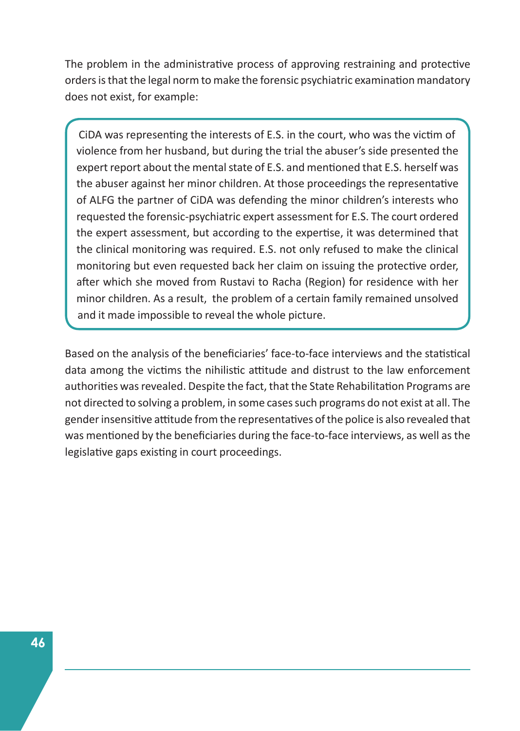The problem in the administrative process of approving restraining and protective orders is that the legal norm to make the forensic psychiatric examination mandatory does not exist, for example:

> CiDA was representing the interests of E.S. in the court, who was the victim of violence from her husband, but during the trial the abuser's side presented the expert report about the mental state of E.S. and mentioned that E.S. herself was the abuser against her minor children. At those proceedings the representative of ALFG the partner of CiDA was defending the minor children's interests who requested the forensic-psychiatric expert assessment for E.S. The court ordered the expert assessment, but according to the expertise, it was determined that the clinical monitoring was required. E.S. not only refused to make the clinical monitoring but even requested back her claim on issuing the protective order, after which she moved from Rustavi to Racha (Region) for residence with her minor children. As a result, the problem of a certain family remained unsolved and it made impossible to reveal the whole picture.

Based on the analysis of the beneficiaries' face-to-face interviews and the statistical data among the victims the nihilistic attitude and distrust to the law enforcement authorities was revealed. Despite the fact, that the State Rehabilitation Programs are not directed to solving a problem, in some cases such programs do not exist at all. The gender insensitive attitude from the representatives of the police is also revealed that was mentioned by the beneficiaries during the face-to-face interviews, as well as the legislative gaps existing in court proceedings.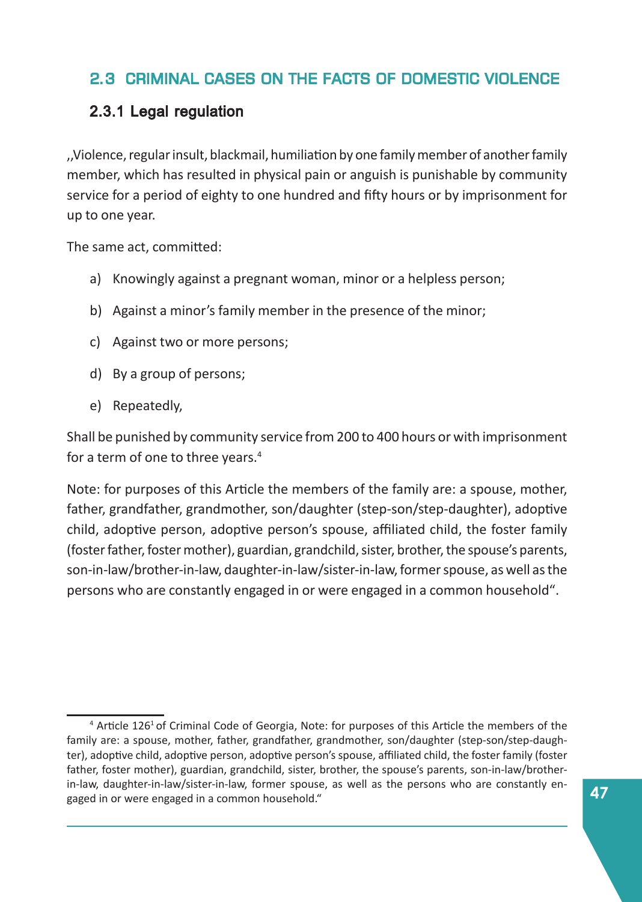## 2.3 CRIMINAL CASES ON THE FACTS OF DOMESTIC VIOLENCE

### 2.3.1 Legal regulation

,,Violence, regular insult, blackmail, humiliation by one family member of another family member, which has resulted in physical pain or anguish is punishable by community service for a period of eighty to one hundred and fifty hours or by imprisonment for up to one year.

The same act, committed:

a) Knowingly against a pregnant woman, minor or a helpless person;

b) Against a minor's family member in the presence of the minor;

c) Against two or more persons;

d) By a group of persons;

e) Repeatedly,

Shall be punished by community service from 200 to 400 hours or with imprisonment for a term of one to three years.[4]

Note: for purposes of this Article the members of the family are: a spouse, mother, father, grandfather, grandmother, son/daughter (step-son/step-daughter), adoptive child, adoptive person, adoptive person's spouse, affiliated child, the foster family (foster father, foster mother), guardian, grandchild, sister, brother, the spouse's parents, son-in-law/brother-in-law, daughter-in-law/sister-in-law, former spouse, as well as the persons who are constantly engaged in or were engaged in a common household".

---

[4] Article 126[1] of Criminal Code of Georgia, Note: for purposes of this Article the members of the family are: a spouse, mother, father, grandfather, grandmother, son/daughter (step-son/step-daughter), adoptive child, adoptive person, adoptive person's spouse, affiliated child, the foster family (foster father, foster mother), guardian, grandchild, sister, brother, the spouse's parents, son-in-law/brother-in-law, daughter-in-law/sister-in-law, former spouse, as well as the persons who are constantly engaged in or were engaged in a common household."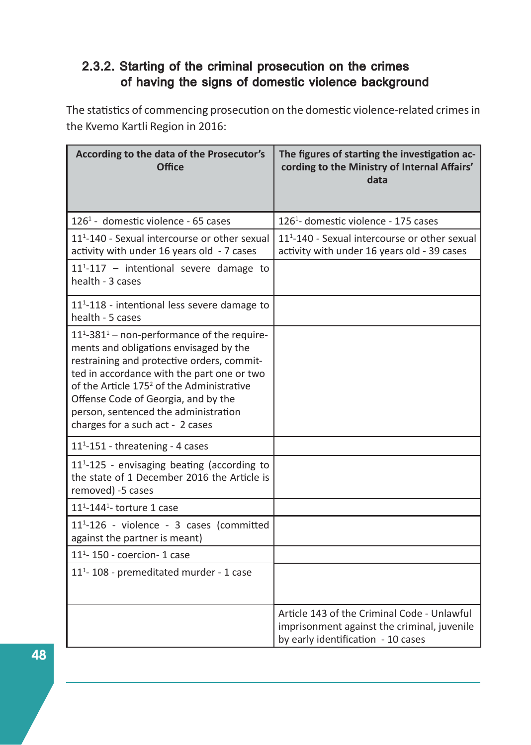### 2.3.2. Starting of the criminal prosecution on the crimes of having the signs of domestic violence background

The statistics of commencing prosecution on the domestic violence-related crimes in the Kvemo Kartli Region in 2016:

| According to the data of the Prosecutor's Office | The figures of starting the investigation according to the Ministry of Internal Affairs' data |
|---|---|
| 126[1] - domestic violence - 65 cases | 126[1]- domestic violence - 175 cases |
| 11[1]-140 - Sexual intercourse or other sexual activity with under 16 years old - 7 cases | 11[1]-140 - Sexual intercourse or other sexual activity with under 16 years old - 39 cases |
| 11[1]-117 – intentional severe damage to health - 3 cases | |
| 11[1]-118 - intentional less severe damage to health - 5 cases | |
| 11[1]-381[1] – non-performance of the requirements and obligations envisaged by the restraining and protective orders, committed in accordance with the part one or two of the Article 175[2] of the Administrative Offense Code of Georgia, and by the person, sentenced the administration charges for a such act - 2 cases | |
| 11[1]-151 - threatening - 4 cases | |
| 11[1]-125 - envisaging beating (according to the state of 1 December 2016 the Article is removed) -5 cases | |
| 11[1]-144[1]- torture 1 case | |
| 11[1]-126 - violence - 3 cases (committed against the partner is meant) | |
| 11[1]- 150 - coercion- 1 case | |
| 11[1]- 108 - premeditated murder - 1 case | |
| | Article 143 of the Criminal Code - Unlawful imprisonment against the criminal, juvenile by early identification - 10 cases |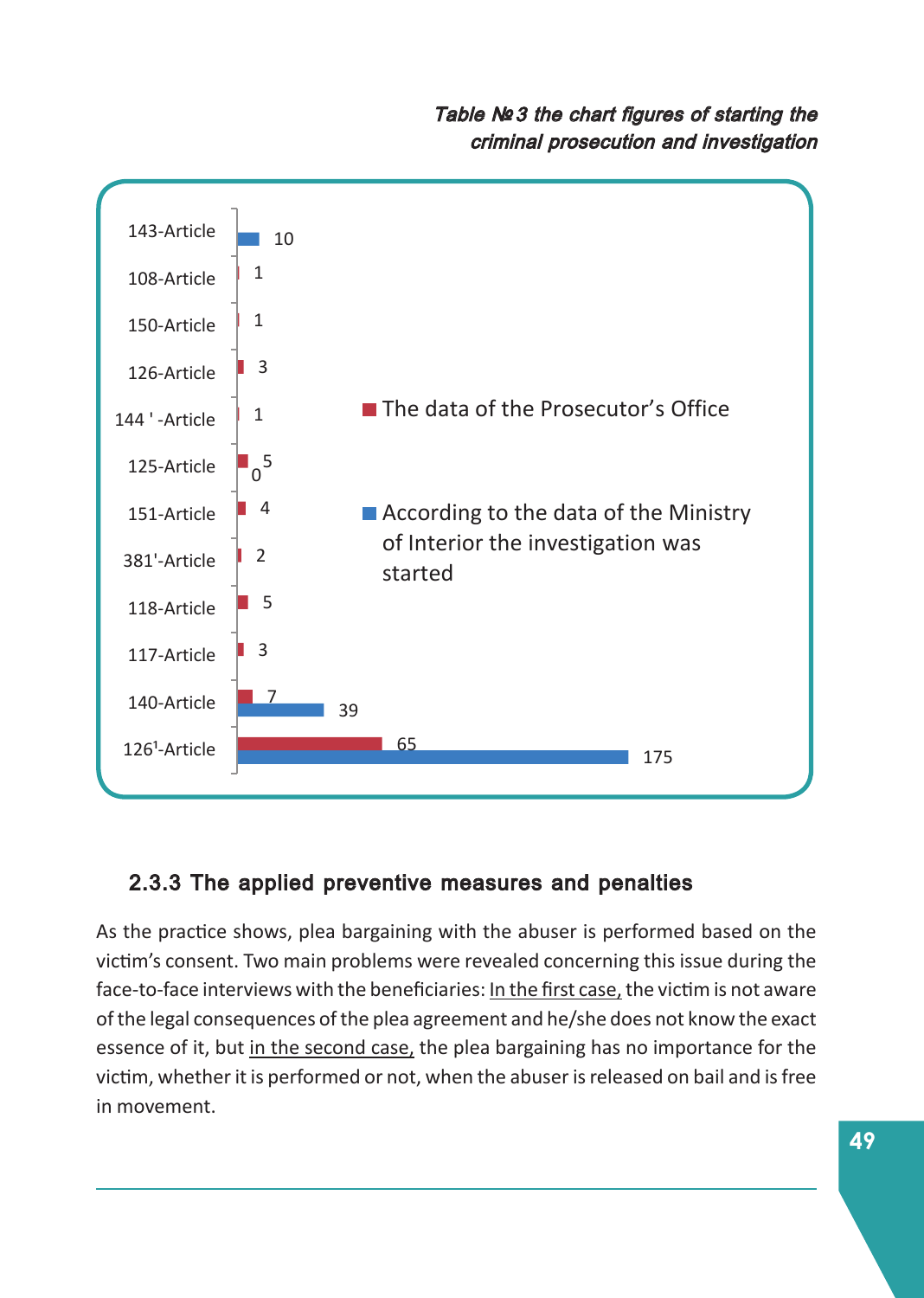*Table №3 the chart figures of starting the criminal prosecution and investigation*

| Article | The data of the Prosecutor's Office | According to the data of the Ministry of Interior the investigation was started |
|---|---|---|
| 143-Article | | 10 |
| 108-Article | 1 | |
| 150-Article | 1 | |
| 126-Article | 3 | |
| 144 ' -Article | 1 | |
| 125-Article | 5 | 0 |
| 151-Article | 4 | |
| 381'-Article | 2 | |
| 118-Article | 5 | |
| 117-Article | 3 | |
| 140-Article | 7 | 39 |
| 126[1]-Article | 65 | 175 |

### 2.3.3 The applied preventive measures and penalties

As the practice shows, plea bargaining with the abuser is performed based on the victim's consent. Two main problems were revealed concerning this issue during the face-to-face interviews with the beneficiaries: In the first case, the victim is not aware of the legal consequences of the plea agreement and he/she does not know the exact essence of it, but in the second case, the plea bargaining has no importance for the victim, whether it is performed or not, when the abuser is released on bail and is free in movement.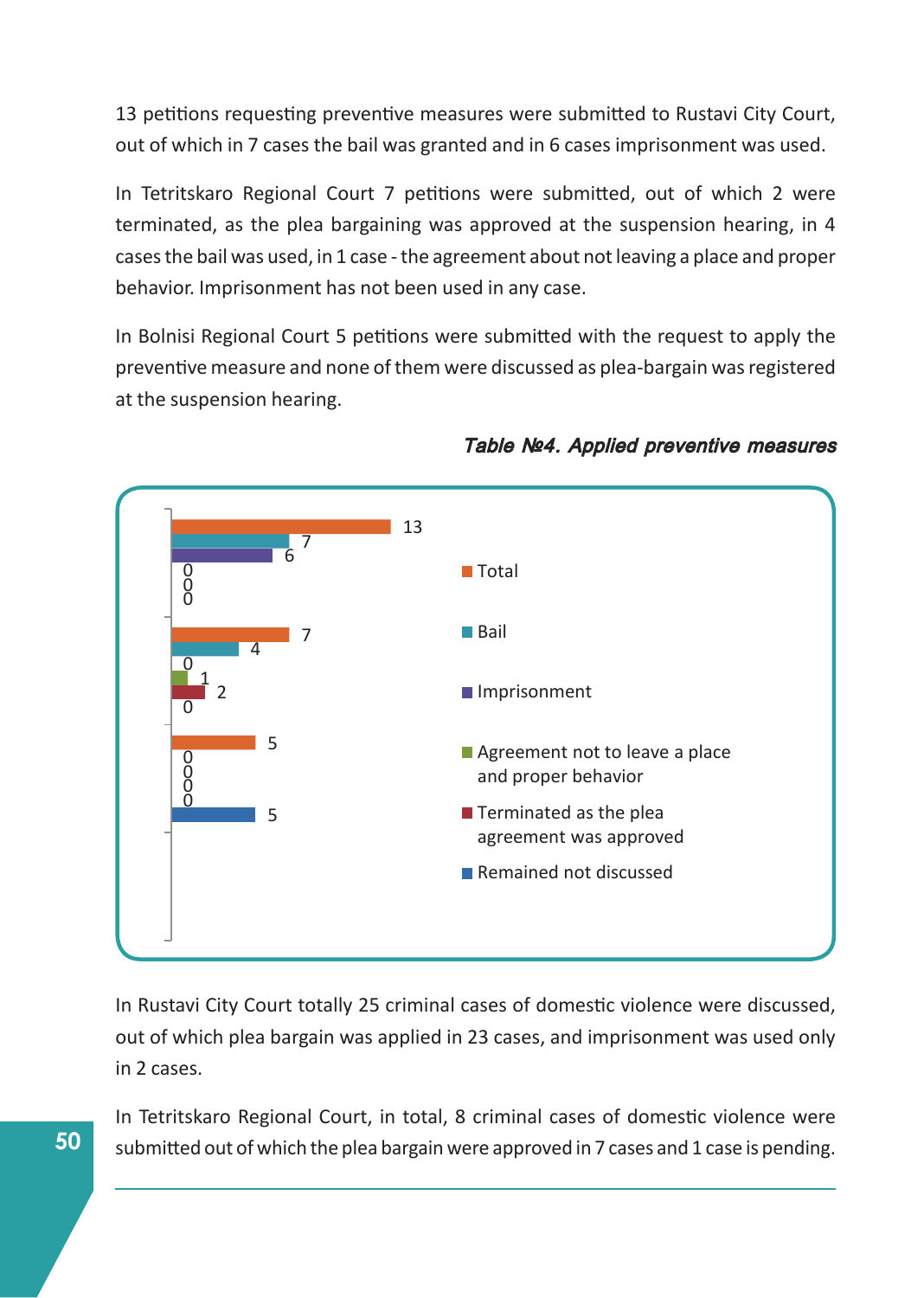13 petitions requesting preventive measures were submitted to Rustavi City Court, out of which in 7 cases the bail was granted and in 6 cases imprisonment was used.

In Tetritskaro Regional Court 7 petitions were submitted, out of which 2 were terminated, as the plea bargaining was approved at the suspension hearing, in 4 cases the bail was used, in 1 case - the agreement about not leaving a place and proper behavior. Imprisonment has not been used in any case.

In Bolnisi Regional Court 5 petitions were submitted with the request to apply the preventive measure and none of them were discussed as plea-bargain was registered at the suspension hearing.

***Table №4. Applied preventive measures***

| | Total | Bail | Imprisonment | Agreement not to leave a place and proper behavior | Terminated as the plea agreement was approved | Remained not discussed |
|---|---|---|---|---|---|---|
| | 13 | 7 | 6 | 0 | 0 | 0 |
| | 7 | 4 | 0 | 1 | 2 | 0 |
| | 5 | 0 | 0 | 0 | 0 | 5 |

In Rustavi City Court totally 25 criminal cases of domestic violence were discussed, out of which plea bargain was applied in 23 cases, and imprisonment was used only in 2 cases.

In Tetritskaro Regional Court, in total, 8 criminal cases of domestic violence were submitted out of which the plea bargain were approved in 7 cases and 1 case is pending.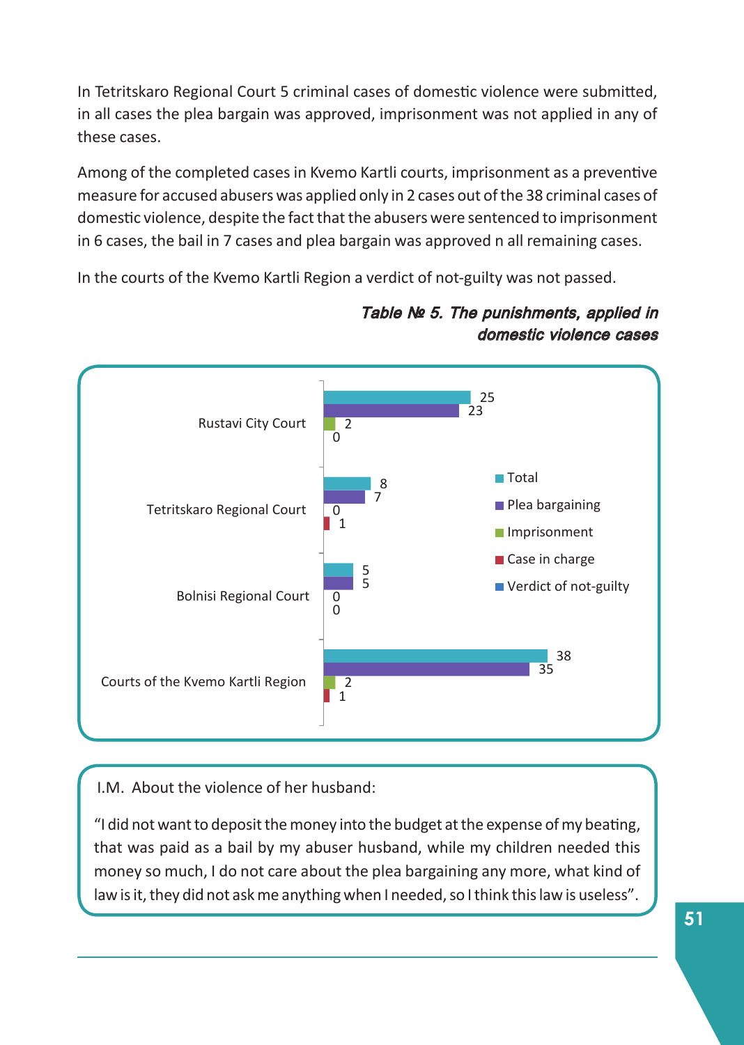In Tetritskaro Regional Court 5 criminal cases of domestic violence were submitted, in all cases the plea bargain was approved, imprisonment was not applied in any of these cases.

Among of the completed cases in Kvemo Kartli courts, imprisonment as a preventive measure for accused abusers was applied only in 2 cases out of the 38 criminal cases of domestic violence, despite the fact that the abusers were sentenced to imprisonment in 6 cases, the bail in 7 cases and plea bargain was approved n all remaining cases.

In the courts of the Kvemo Kartli Region a verdict of not-guilty was not passed.

***Table № 5. The punishments, applied in domestic violence cases***

| | Total | Plea bargaining | Imprisonment | Case in charge |
|---|---|---|---|---|
| Rustavi City Court | 25 | 23 | 2 | 0 |
| Tetritskaro Regional Court | 8 | 7 | 0 | 1 |
| Bolnisi Regional Court | 5 | 5 | 0 | 0 |
| Courts of the Kvemo Kartli Region | 38 | 35 | 2 | 1 |

Legend: Total, Plea bargaining, Imprisonment, Case in charge, Verdict of not-guilty

I.M. About the violence of her husband:

"I did not want to deposit the money into the budget at the expense of my beating, that was paid as a bail by my abuser husband, while my children needed this money so much, I do not care about the plea bargaining any more, what kind of law is it, they did not ask me anything when I needed, so I think this law is useless".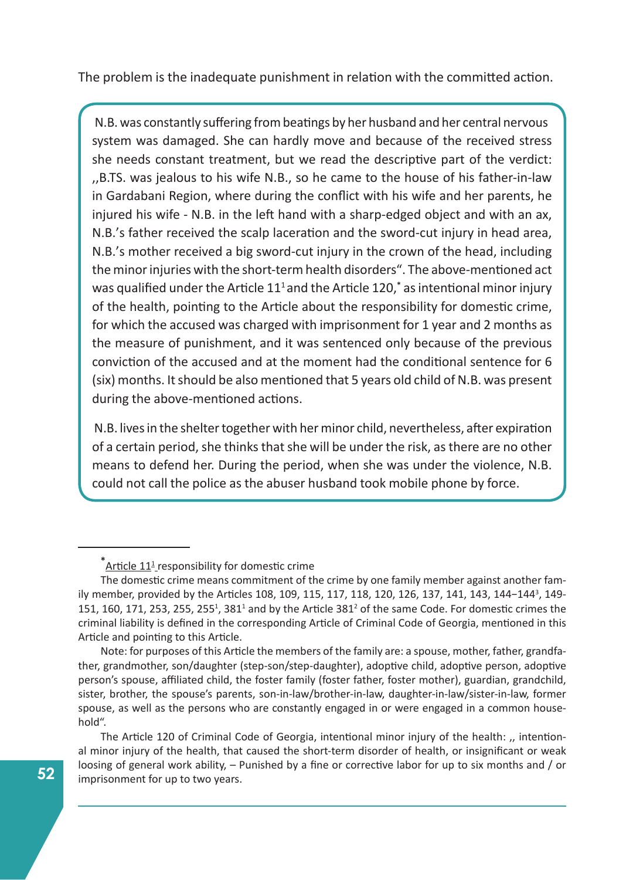The problem is the inadequate punishment in relation with the committed action.

> N.B. was constantly suffering from beatings by her husband and her central nervous system was damaged. She can hardly move and because of the received stress she needs constant treatment, but we read the descriptive part of the verdict: ,,B.TS. was jealous to his wife N.B., so he came to the house of his father-in-law in Gardabani Region, where during the conflict with his wife and her parents, he injured his wife - N.B. in the left hand with a sharp-edged object and with an ax, N.B.'s father received the scalp laceration and the sword-cut injury in head area, N.B.'s mother received a big sword-cut injury in the crown of the head, including the minor injuries with the short-term health disorders". The above-mentioned act was qualified under the Article 11[1] and the Article 120,* as intentional minor injury of the health, pointing to the Article about the responsibility for domestic crime, for which the accused was charged with imprisonment for 1 year and 2 months as the measure of punishment, and it was sentenced only because of the previous conviction of the accused and at the moment had the conditional sentence for 6 (six) months. It should be also mentioned that 5 years old child of N.B. was present during the above-mentioned actions.
>
> N.B. lives in the shelter together with her minor child, nevertheless, after expiration of a certain period, she thinks that she will be under the risk, as there are no other means to defend her. During the period, when she was under the violence, N.B. could not call the police as the abuser husband took mobile phone by force.

---

* Article 11[1] responsibility for domestic crime

The domestic crime means commitment of the crime by one family member against another family member, provided by the Articles 108, 109, 115, 117, 118, 120, 126, 137, 141, 143, 144–144[3], 149-151, 160, 171, 253, 255, 255[1], 381[1] and by the Article 381[2] of the same Code. For domestic crimes the criminal liability is defined in the corresponding Article of Criminal Code of Georgia, mentioned in this Article and pointing to this Article.

Note: for purposes of this Article the members of the family are: a spouse, mother, father, grandfather, grandmother, son/daughter (step-son/step-daughter), adoptive child, adoptive person, adoptive person's spouse, affiliated child, the foster family (foster father, foster mother), guardian, grandchild, sister, brother, the spouse's parents, son-in-law/brother-in-law, daughter-in-law/sister-in-law, former spouse, as well as the persons who are constantly engaged in or were engaged in a common household".

The Article 120 of Criminal Code of Georgia, intentional minor injury of the health: ,, intentional minor injury of the health, that caused the short-term disorder of health, or insignificant or weak loosing of general work ability, – Punished by a fine or corrective labor for up to six months and / or imprisonment for up to two years.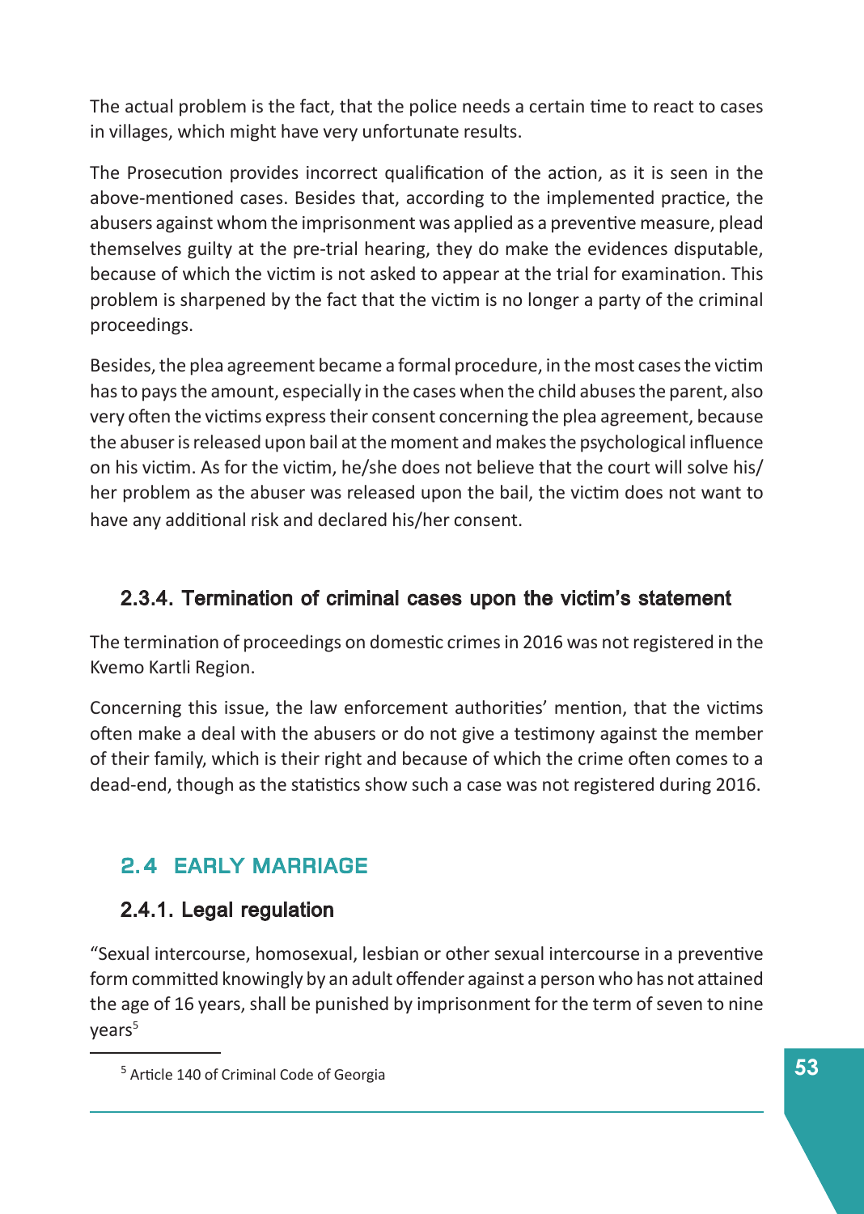The actual problem is the fact, that the police needs a certain time to react to cases in villages, which might have very unfortunate results.

The Prosecution provides incorrect qualification of the action, as it is seen in the above-mentioned cases. Besides that, according to the implemented practice, the abusers against whom the imprisonment was applied as a preventive measure, plead themselves guilty at the pre-trial hearing, they do make the evidences disputable, because of which the victim is not asked to appear at the trial for examination. This problem is sharpened by the fact that the victim is no longer a party of the criminal proceedings.

Besides, the plea agreement became a formal procedure, in the most cases the victim has to pays the amount, especially in the cases when the child abuses the parent, also very often the victims express their consent concerning the plea agreement, because the abuser is released upon bail at the moment and makes the psychological influence on his victim. As for the victim, he/she does not believe that the court will solve his/her problem as the abuser was released upon the bail, the victim does not want to have any additional risk and declared his/her consent.

#### 2.3.4. Termination of criminal cases upon the victim's statement

The termination of proceedings on domestic crimes in 2016 was not registered in the Kvemo Kartli Region.

Concerning this issue, the law enforcement authorities' mention, that the victims often make a deal with the abusers or do not give a testimony against the member of their family, which is their right and because of which the crime often comes to a dead-end, though as the statistics show such a case was not registered during 2016.

## 2.4 EARLY MARRIAGE

#### 2.4.1. Legal regulation

"Sexual intercourse, homosexual, lesbian or other sexual intercourse in a preventive form committed knowingly by an adult offender against a person who has not attained the age of 16 years, shall be punished by imprisonment for the term of seven to nine years[5]

[5] Article 140 of Criminal Code of Georgia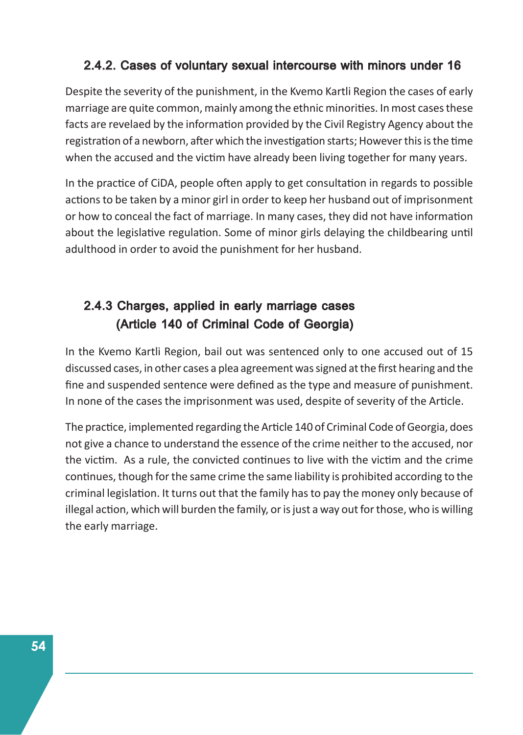### 2.4.2. Cases of voluntary sexual intercourse with minors under 16

Despite the severity of the punishment, in the Kvemo Kartli Region the cases of early marriage are quite common, mainly among the ethnic minorities. In most cases these facts are revelaed by the information provided by the Civil Registry Agency about the registration of a newborn, after which the investigation starts; However this is the time when the accused and the victim have already been living together for many years.

In the practice of CiDA, people often apply to get consultation in regards to possible actions to be taken by a minor girl in order to keep her husband out of imprisonment or how to conceal the fact of marriage. In many cases, they did not have information about the legislative regulation. Some of minor girls delaying the childbearing until adulthood in order to avoid the punishment for her husband.

### 2.4.3 Charges, applied in early marriage cases (Article 140 of Criminal Code of Georgia)

In the Kvemo Kartli Region, bail out was sentenced only to one accused out of 15 discussed cases, in other cases a plea agreement was signed at the first hearing and the fine and suspended sentence were defined as the type and measure of punishment. In none of the cases the imprisonment was used, despite of severity of the Article.

The practice, implemented regarding the Article 140 of Criminal Code of Georgia, does not give a chance to understand the essence of the crime neither to the accused, nor the victim. As a rule, the convicted continues to live with the victim and the crime continues, though for the same crime the same liability is prohibited according to the criminal legislation. It turns out that the family has to pay the money only because of illegal action, which will burden the family, or is just a way out for those, who is willing the early marriage.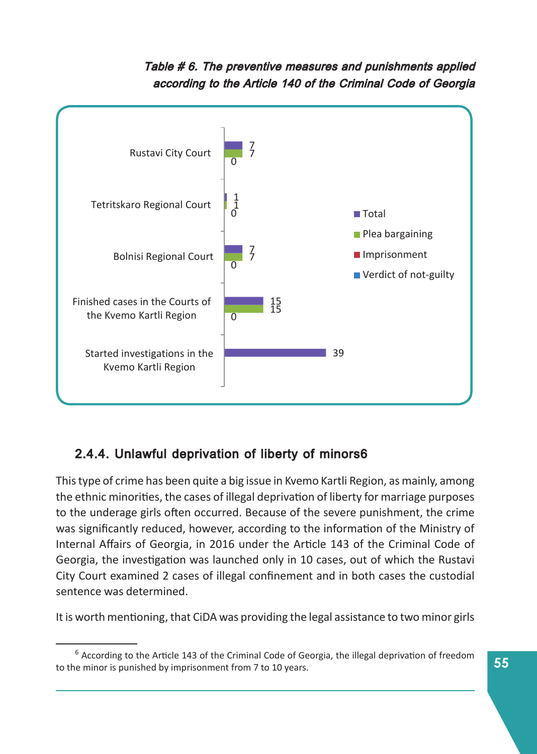*Table # 6. The preventive measures and punishments applied according to the Article 140 of the Criminal Code of Georgia*

| | Total | Plea bargaining | Imprisonment | Verdict of not-guilty |
|---|---|---|---|---|
| Rustavi City Court | 7 | 7 | 0 | |
| Tetritskaro Regional Court | 1 | 1 | 0 | |
| Bolnisi Regional Court | 7 | 7 | 0 | |
| Finished cases in the Courts of the Kvemo Kartli Region | 15 | 15 | 0 | |
| Started investigations in the Kvemo Kartli Region | 39 | | | |

## 2.4.4. Unlawful deprivation of liberty of minors6

This type of crime has been quite a big issue in Kvemo Kartli Region, as mainly, among the ethnic minorities, the cases of illegal deprivation of liberty for marriage purposes to the underage girls often occurred. Because of the severe punishment, the crime was significantly reduced, however, according to the information of the Ministry of Internal Affairs of Georgia, in 2016 under the Article 143 of the Criminal Code of Georgia, the investigation was launched only in 10 cases, out of which the Rustavi City Court examined 2 cases of illegal confinement and in both cases the custodial sentence was determined.

It is worth mentioning, that CiDA was providing the legal assistance to two minor girls

---

[6] According to the Article 143 of the Criminal Code of Georgia, the illegal deprivation of freedom to the minor is punished by imprisonment from 7 to 10 years.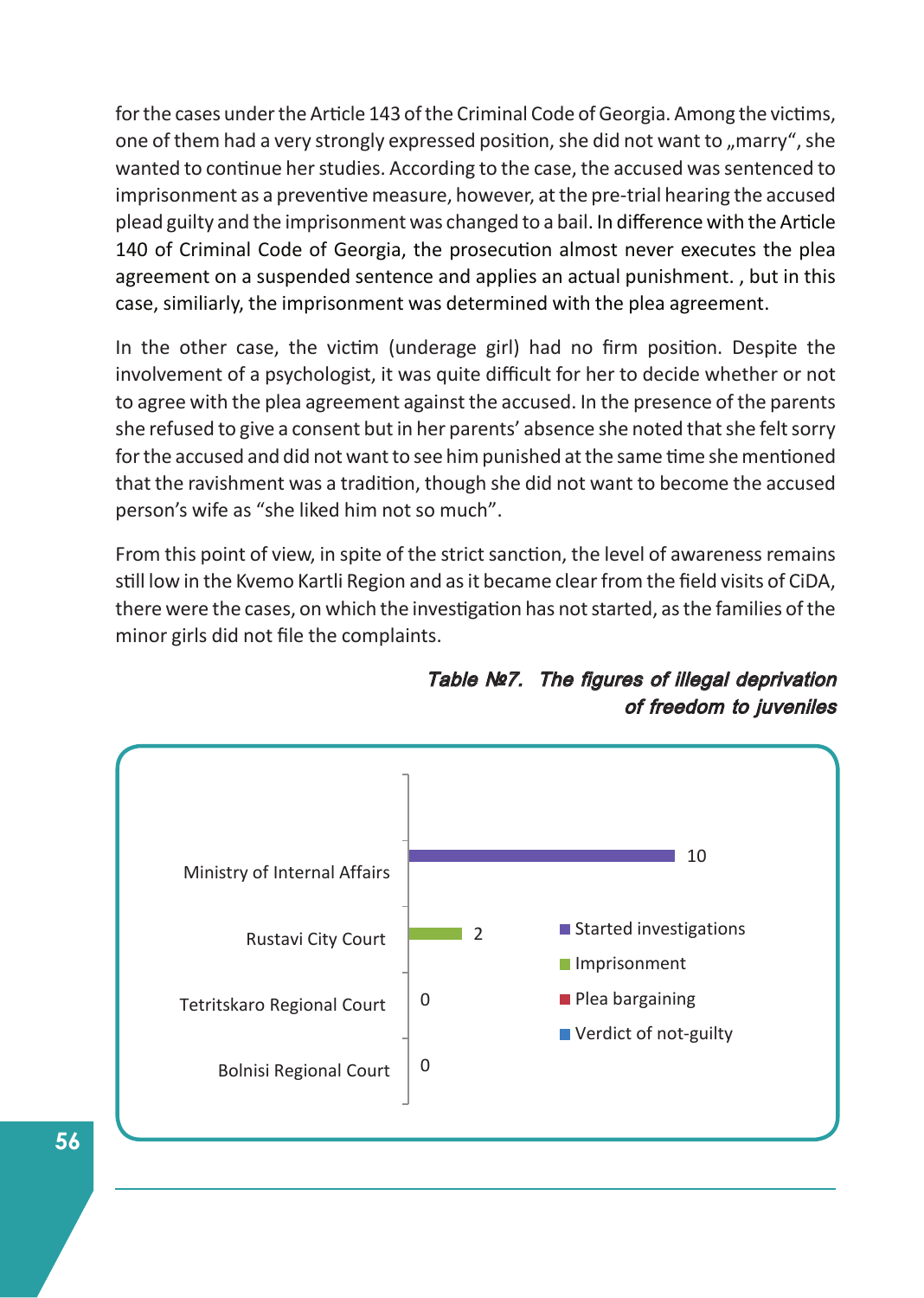for the cases under the Article 143 of the Criminal Code of Georgia. Among the victims, one of them had a very strongly expressed position, she did not want to „marry", she wanted to continue her studies. According to the case, the accused was sentenced to imprisonment as a preventive measure, however, at the pre-trial hearing the accused plead guilty and the imprisonment was changed to a bail. In difference with the Article 140 of Criminal Code of Georgia, the prosecution almost never executes the plea agreement on a suspended sentence and applies an actual punishment. , but in this case, similiarly, the imprisonment was determined with the plea agreement.

In the other case, the victim (underage girl) had no firm position. Despite the involvement of a psychologist, it was quite difficult for her to decide whether or not to agree with the plea agreement against the accused. In the presence of the parents she refused to give a consent but in her parents' absence she noted that she felt sorry for the accused and did not want to see him punished at the same time she mentioned that the ravishment was a tradition, though she did not want to become the accused person's wife as "she liked him not so much".

From this point of view, in spite of the strict sanction, the level of awareness remains still low in the Kvemo Kartli Region and as it became clear from the field visits of CiDA, there were the cases, on which the investigation has not started, as the families of the minor girls did not file the complaints.

***Table №7. The figures of illegal deprivation of freedom to juveniles***

| | Started investigations | Imprisonment | Plea bargaining | Verdict of not-guilty |
|---|---|---|---|---|
| Ministry of Internal Affairs | 10 | | | |
| Rustavi City Court | | 2 | | |
| Tetritskaro Regional Court | 0 | | | |
| Bolnisi Regional Court | 0 | | | |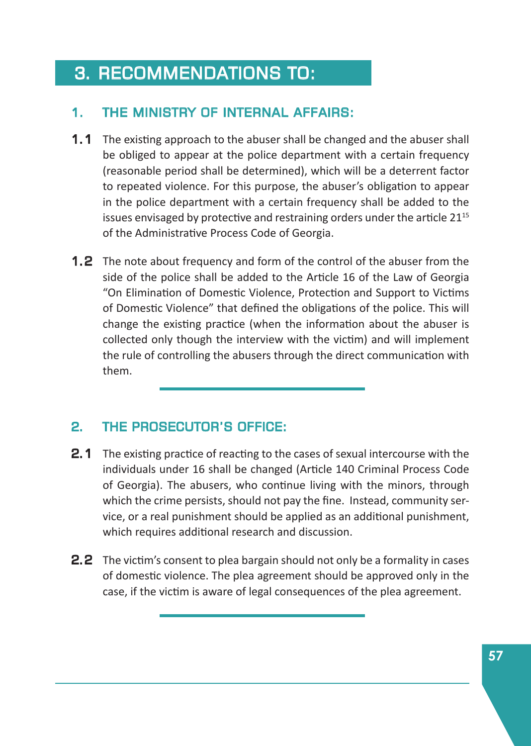# 3. RECOMMENDATIONS TO:

## 1. THE MINISTRY OF INTERNAL AFFAIRS:

**1.1** The existing approach to the abuser shall be changed and the abuser shall be obliged to appear at the police department with a certain frequency (reasonable period shall be determined), which will be a deterrent factor to repeated violence. For this purpose, the abuser's obligation to appear in the police department with a certain frequency shall be added to the issues envisaged by protective and restraining orders under the article 21[15] of the Administrative Process Code of Georgia.

**1.2** The note about frequency and form of the control of the abuser from the side of the police shall be added to the Article 16 of the Law of Georgia "On Elimination of Domestic Violence, Protection and Support to Victims of Domestic Violence" that defined the obligations of the police. This will change the existing practice (when the information about the abuser is collected only though the interview with the victim) and will implement the rule of controlling the abusers through the direct communication with them.

## 2. THE PROSECUTOR'S OFFICE:

**2.1** The existing practice of reacting to the cases of sexual intercourse with the individuals under 16 shall be changed (Article 140 Criminal Process Code of Georgia). The abusers, who continue living with the minors, through which the crime persists, should not pay the fine. Instead, community service, or a real punishment should be applied as an additional punishment, which requires additional research and discussion.

**2.2** The victim's consent to plea bargain should not only be a formality in cases of domestic violence. The plea agreement should be approved only in the case, if the victim is aware of legal consequences of the plea agreement.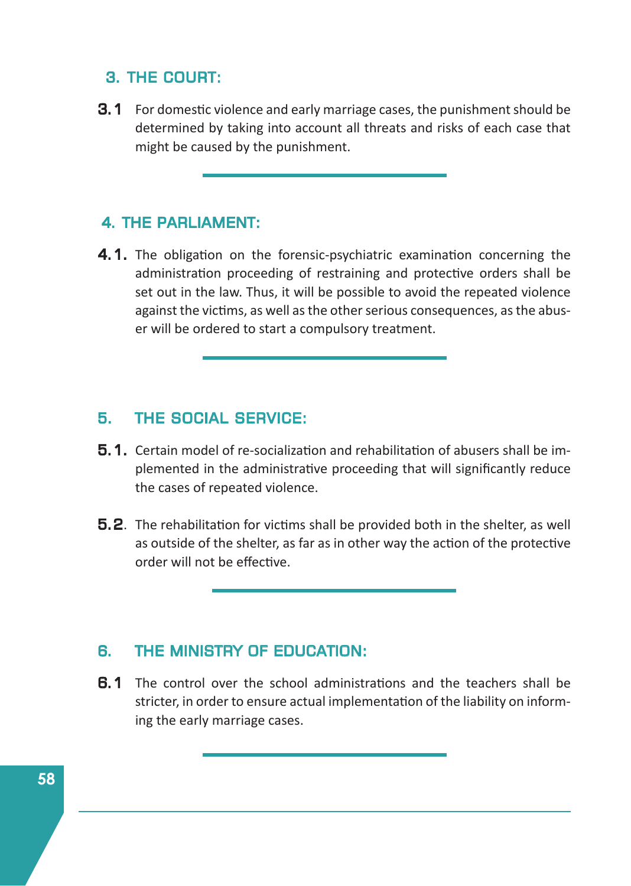## 3. THE COURT:

**3.1** For domestic violence and early marriage cases, the punishment should be determined by taking into account all threats and risks of each case that might be caused by the punishment.

## 4. THE PARLIAMENT:

**4.1.** The obligation on the forensic-psychiatric examination concerning the administration proceeding of restraining and protective orders shall be set out in the law. Thus, it will be possible to avoid the repeated violence against the victims, as well as the other serious consequences, as the abuser will be ordered to start a compulsory treatment.

## 5. THE SOCIAL SERVICE:

**5.1.** Certain model of re-socialization and rehabilitation of abusers shall be implemented in the administrative proceeding that will significantly reduce the cases of repeated violence.

**5.2**. The rehabilitation for victims shall be provided both in the shelter, as well as outside of the shelter, as far as in other way the action of the protective order will not be effective.

## 6. THE MINISTRY OF EDUCATION:

**6.1** The control over the school administrations and the teachers shall be stricter, in order to ensure actual implementation of the liability on informing the early marriage cases.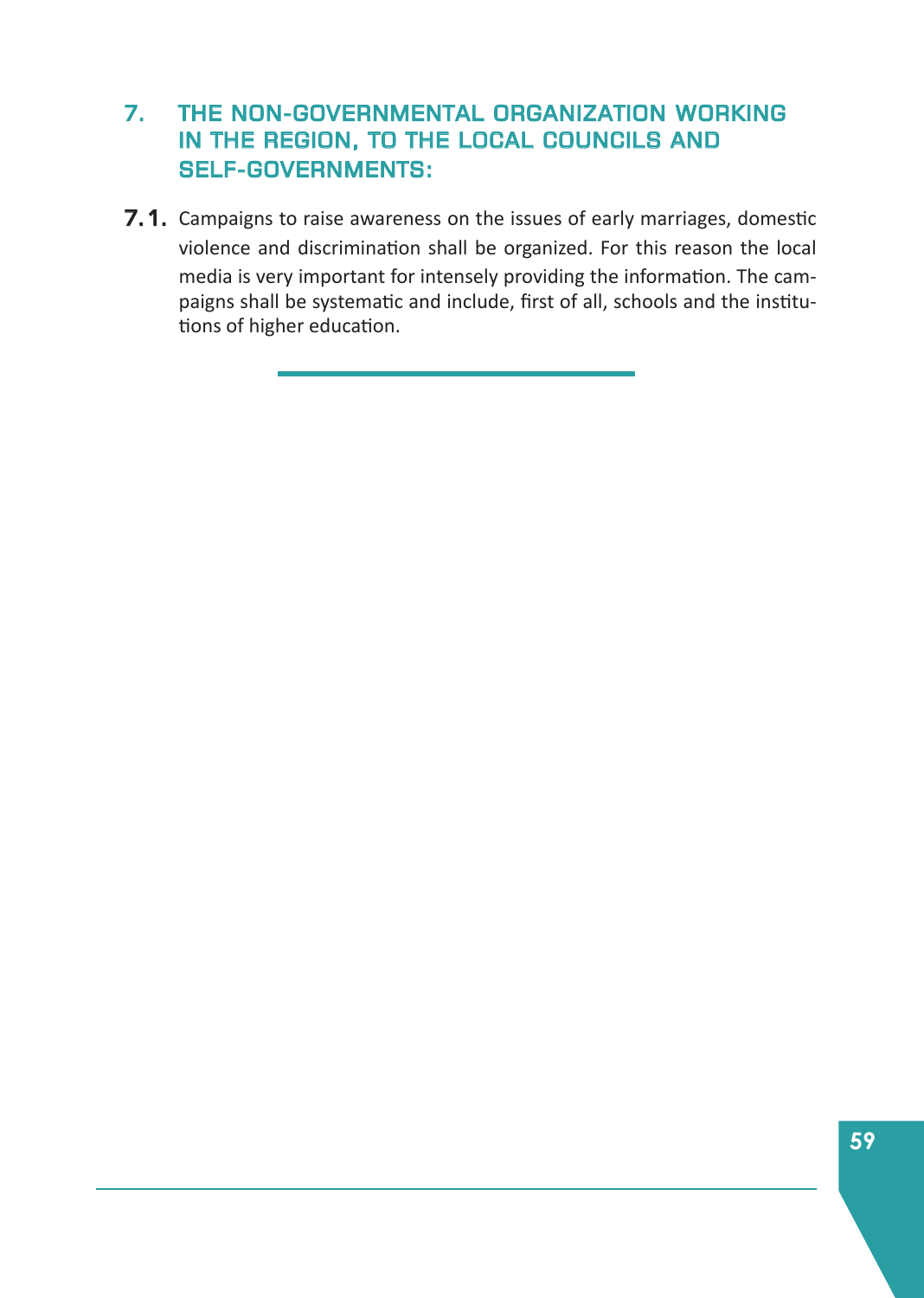## 7. THE NON-GOVERNMENTAL ORGANIZATION WORKING IN THE REGION, TO THE LOCAL COUNCILS AND SELF-GOVERNMENTS:

**7.1.** Campaigns to raise awareness on the issues of early marriages, domestic violence and discrimination shall be organized. For this reason the local media is very important for intensely providing the information. The campaigns shall be systematic and include, first of all, schools and the institutions of higher education.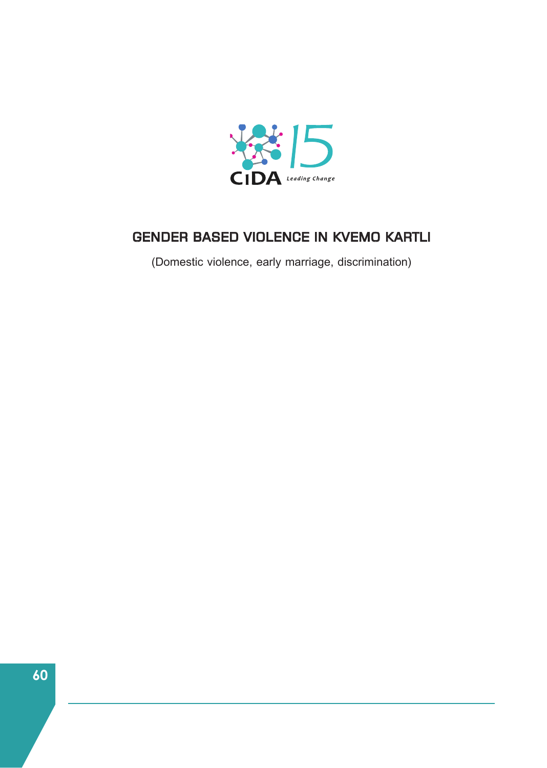CIDA Leading Change

# GENDER BASED VIOLENCE IN KVEMO KARTLI

(Domestic violence, early marriage, discrimination)